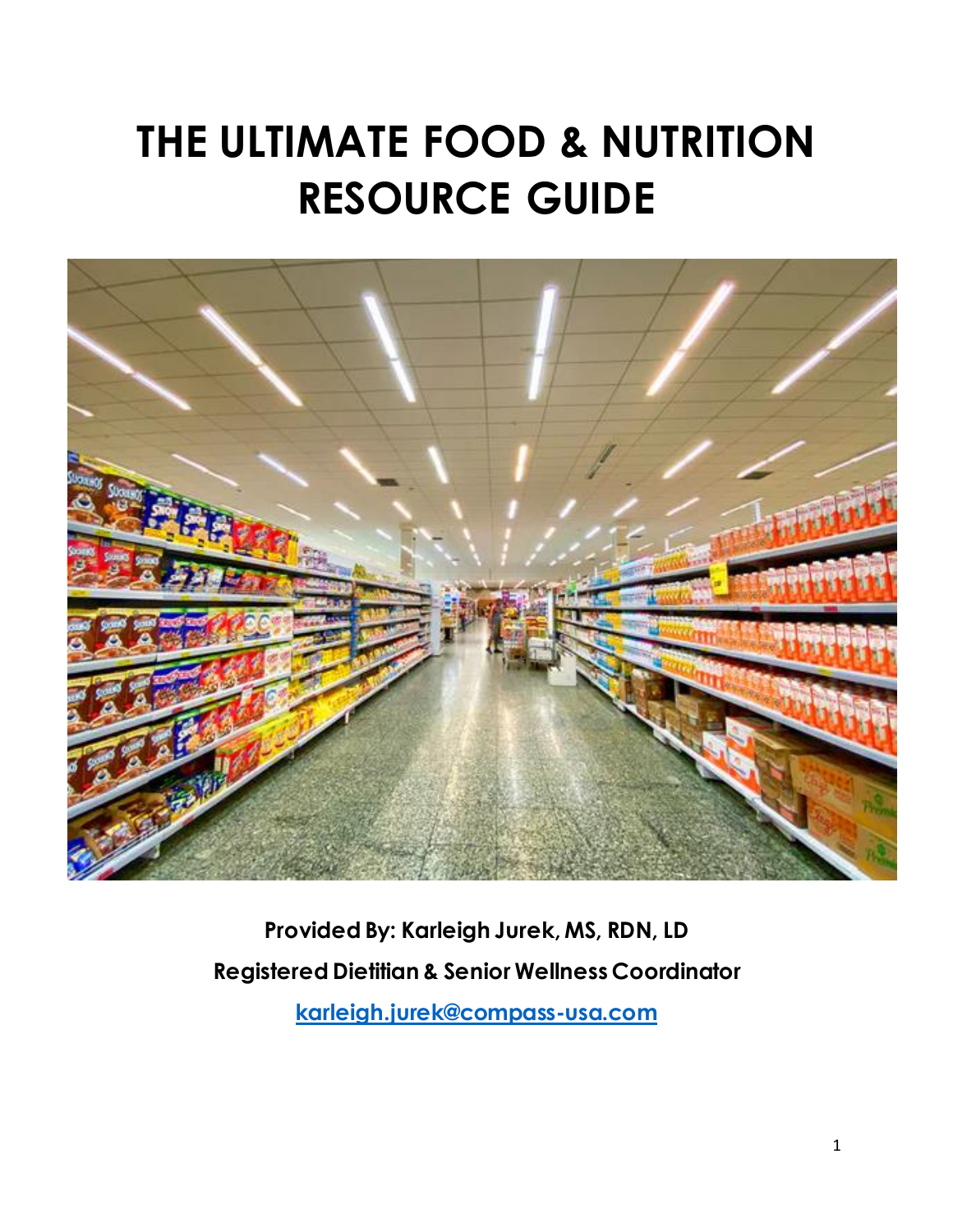# THE ULTIMATE FOOD & NUTRITION RESOURCE GUIDE

**Provided By: Karleigh Jurek, MS, RDN, LD**

**Registered Dietitian & Senior Wellness Coordinator**

**karleigh.jurek@compass-usa.com**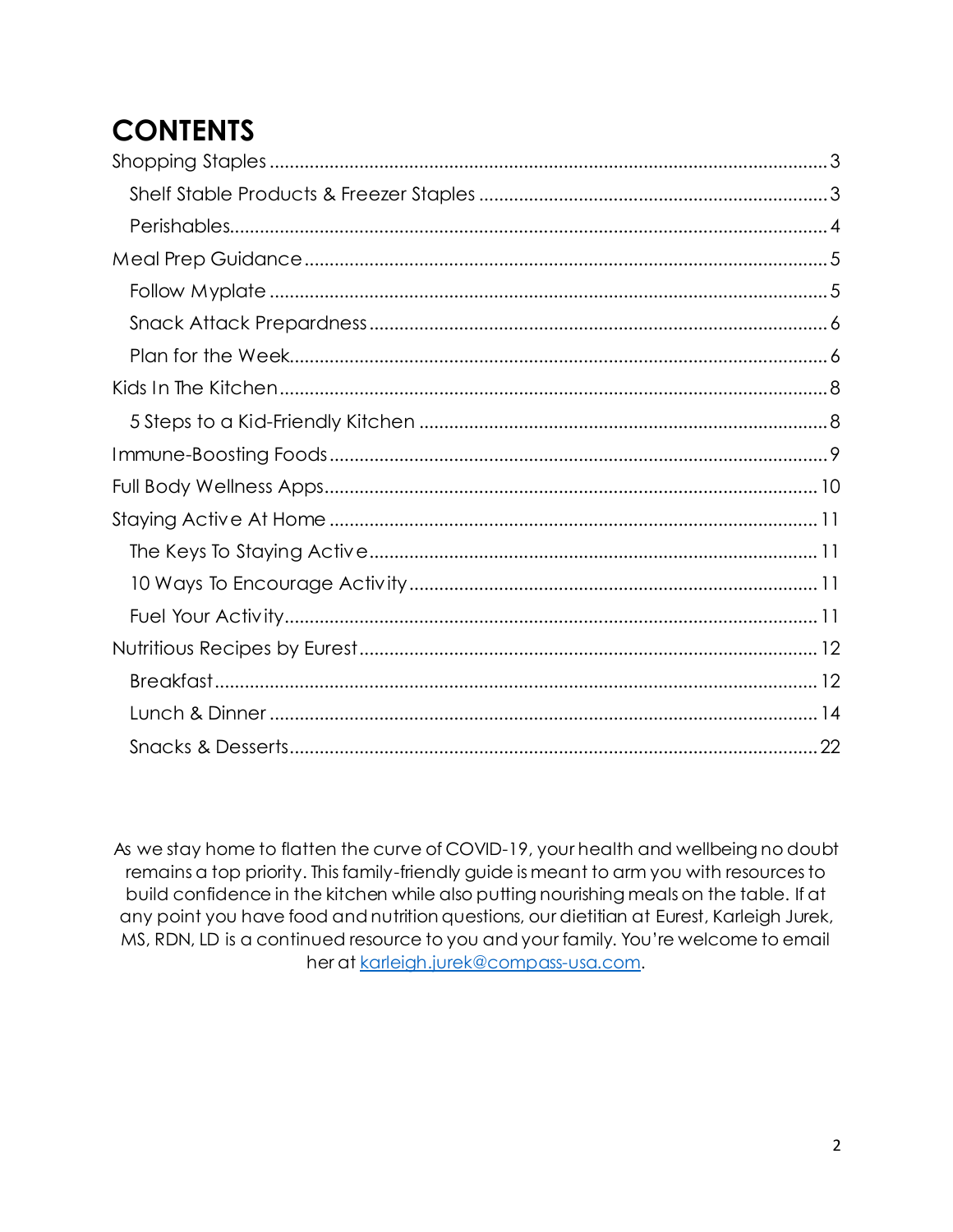# CONTENTS

- Shopping Staples ..... 3
  - Shelf Stable Products & Freezer Staples ..... 3
  - Perishables ..... 4
- Meal Prep Guidance ..... 5
  - Follow Myplate ..... 5
  - Snack Attack Prepardness ..... 6
  - Plan for the Week ..... 6
- Kids In The Kitchen ..... 8
  - 5 Steps to a Kid-Friendly Kitchen ..... 8
- Immune-Boosting Foods ..... 9
- Full Body Wellness Apps ..... 10
- Staying Active At Home ..... 11
  - The Keys To Staying Active ..... 11
  - 10 Ways To Encourage Activity ..... 11
  - Fuel Your Activity ..... 11
- Nutritious Recipes by Eurest ..... 12
  - Breakfast ..... 12
  - Lunch & Dinner ..... 14
  - Snacks & Desserts ..... 22

As we stay home to flatten the curve of COVID-19, your health and wellbeing no doubt remains a top priority. This family-friendly guide is meant to arm you with resources to build confidence in the kitchen while also putting nourishing meals on the table. If at any point you have food and nutrition questions, our dietitian at Eurest, Karleigh Jurek, MS, RDN, LD is a continued resource to you and your family. You're welcome to email her at karleigh.jurek@compass-usa.com.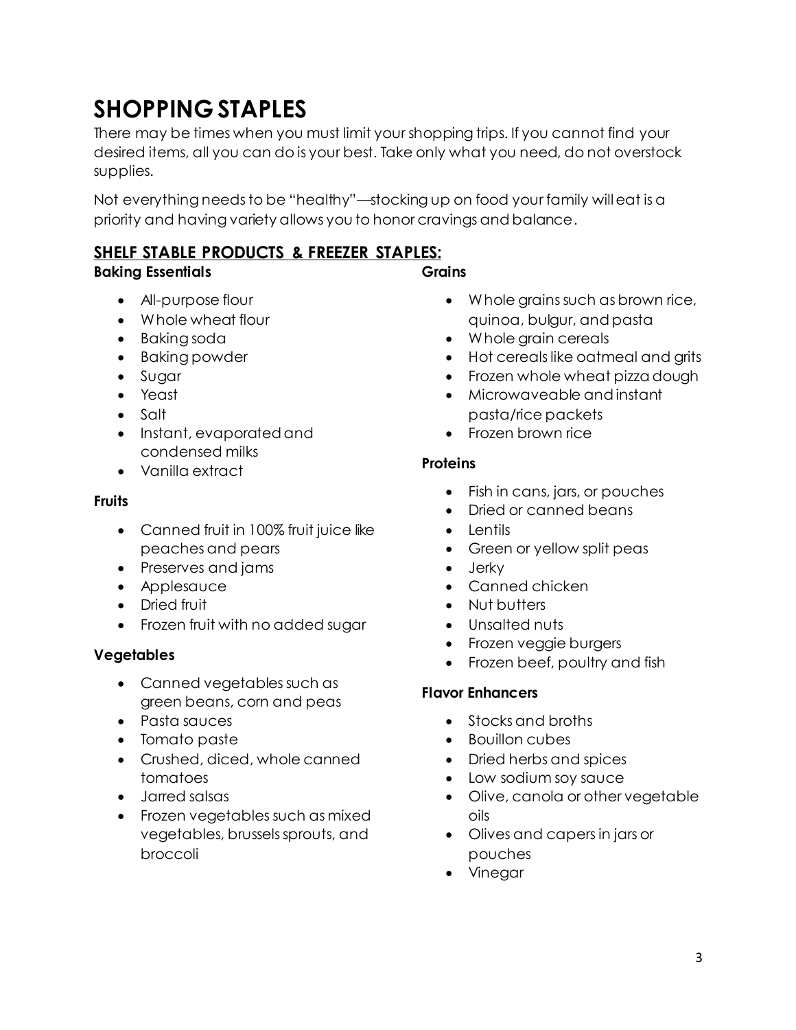# SHOPPING STAPLES

There may be times when you must limit your shopping trips. If you cannot find your desired items, all you can do is your best. Take only what you need, do not overstock supplies.

Not everything needs to be "healthy"—stocking up on food your family will eat is a priority and having variety allows you to honor cravings and balance.

## SHELF STABLE PRODUCTS & FREEZER STAPLES:

**Baking Essentials**

- All-purpose flour
- Whole wheat flour
- Baking soda
- Baking powder
- Sugar
- Yeast
- Salt
- Instant, evaporated and condensed milks
- Vanilla extract

**Fruits**

- Canned fruit in 100% fruit juice like peaches and pears
- Preserves and jams
- Applesauce
- Dried fruit
- Frozen fruit with no added sugar

**Vegetables**

- Canned vegetables such as green beans, corn and peas
- Pasta sauces
- Tomato paste
- Crushed, diced, whole canned tomatoes
- Jarred salsas
- Frozen vegetables such as mixed vegetables, brussels sprouts, and broccoli

**Grains**

- Whole grains such as brown rice, quinoa, bulgur, and pasta
- Whole grain cereals
- Hot cereals like oatmeal and grits
- Frozen whole wheat pizza dough
- Microwaveable and instant pasta/rice packets
- Frozen brown rice

**Proteins**

- Fish in cans, jars, or pouches
- Dried or canned beans
- Lentils
- Green or yellow split peas
- Jerky
- Canned chicken
- Nut butters
- Unsalted nuts
- Frozen veggie burgers
- Frozen beef, poultry and fish

**Flavor Enhancers**

- Stocks and broths
- Bouillon cubes
- Dried herbs and spices
- Low sodium soy sauce
- Olive, canola or other vegetable oils
- Olives and capers in jars or pouches
- Vinegar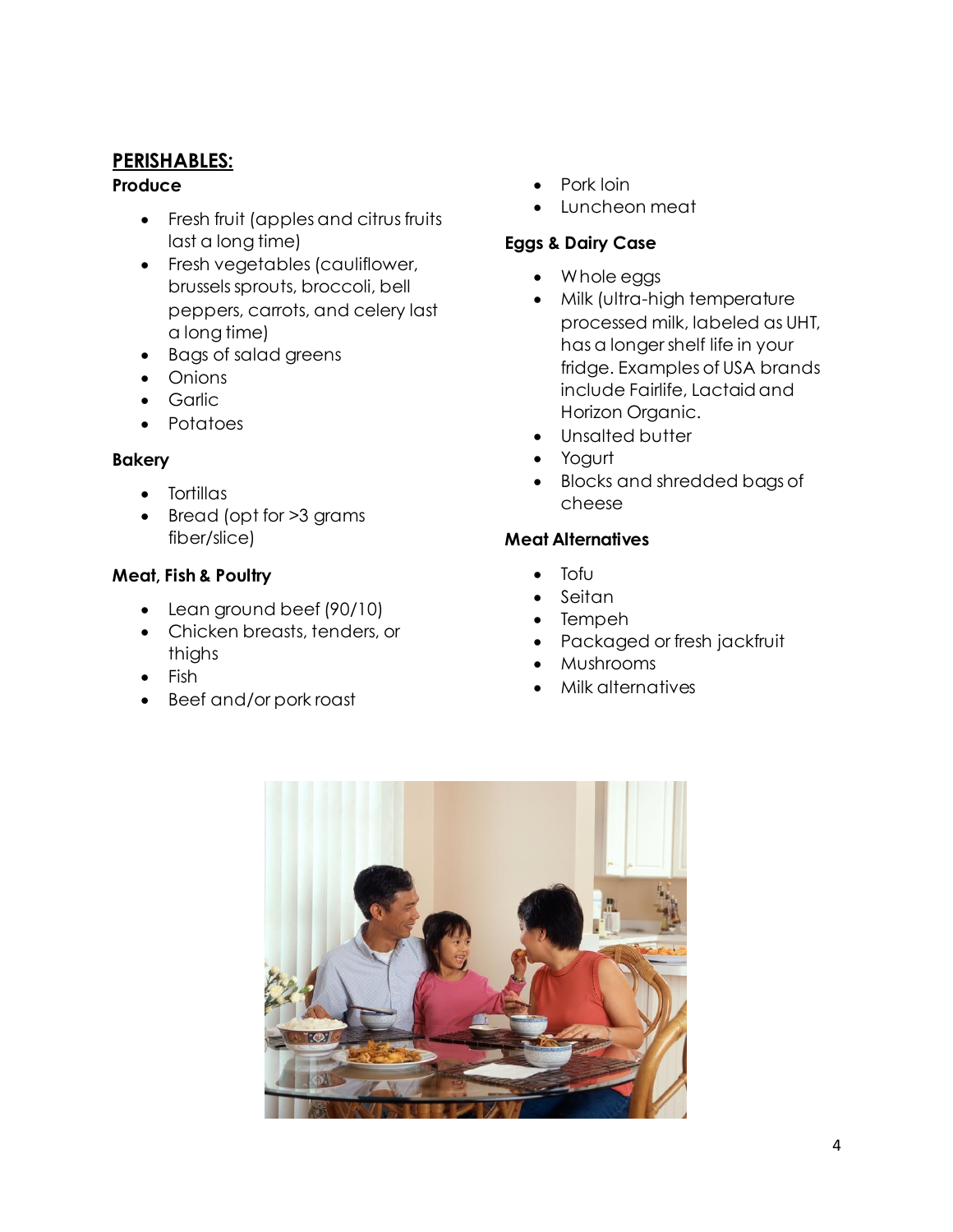## PERISHABLES:

### Produce

- Fresh fruit (apples and citrus fruits last a long time)
- Fresh vegetables (cauliflower, brussels sprouts, broccoli, bell peppers, carrots, and celery last a long time)
- Bags of salad greens
- Onions
- Garlic
- Potatoes

### Bakery

- Tortillas
- Bread (opt for >3 grams fiber/slice)

### Meat, Fish & Poultry

- Lean ground beef (90/10)
- Chicken breasts, tenders, or thighs
- Fish
- Beef and/or pork roast
- Pork loin
- Luncheon meat

### Eggs & Dairy Case

- Whole eggs
- Milk (ultra-high temperature processed milk, labeled as UHT, has a longer shelf life in your fridge. Examples of USA brands include Fairlife, Lactaid and Horizon Organic.
- Unsalted butter
- Yogurt
- Blocks and shredded bags of cheese

### Meat Alternatives

- Tofu
- Seitan
- Tempeh
- Packaged or fresh jackfruit
- Mushrooms
- Milk alternatives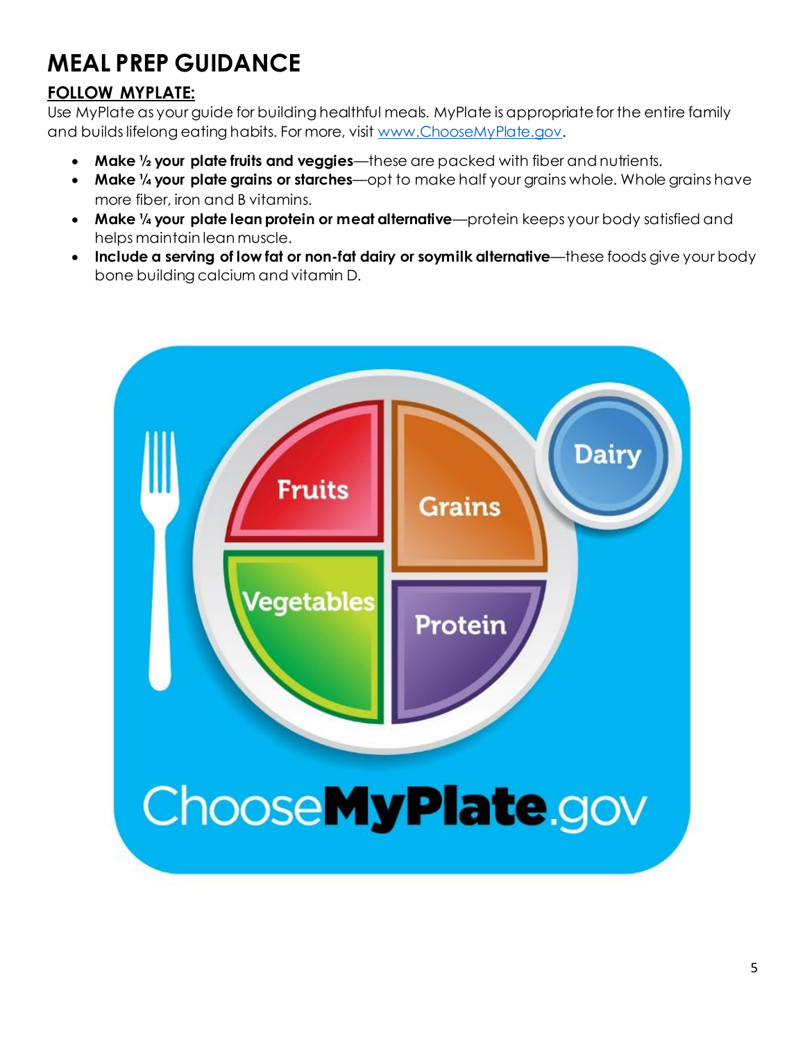# MEAL PREP GUIDANCE

## FOLLOW MYPLATE:

Use MyPlate as your guide for building healthful meals. MyPlate is appropriate for the entire family and builds lifelong eating habits. For more, visit www.ChooseMyPlate.gov.

- **Make ½ your plate fruits and veggies**—these are packed with fiber and nutrients.
- **Make ¼ your plate grains or starches**—opt to make half your grains whole. Whole grains have more fiber, iron and B vitamins.
- **Make ¼ your plate lean protein or meat alternative**—protein keeps your body satisfied and helps maintain lean muscle.
- **Include a serving of low fat or non-fat dairy or soymilk alternative**—these foods give your body bone building calcium and vitamin D.

Fruits
Grains
Dairy
Vegetables
Protein

ChooseMyPlate.gov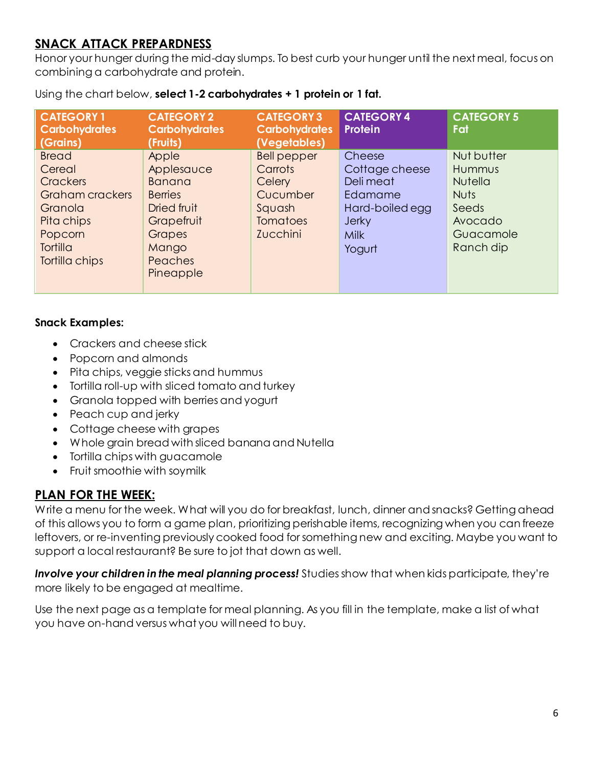## SNACK ATTACK PREPARDNESS

Honor your hunger during the mid-day slumps. To best curb your hunger until the next meal, focus on combining a carbohydrate and protein.

Using the chart below, **select 1-2 carbohydrates + 1 protein or 1 fat.**

| CATEGORY 1 Carbohydrates (Grains) | CATEGORY 2 Carbohydrates (Fruits) | CATEGORY 3 Carbohydrates (Vegetables) | CATEGORY 4 Protein | CATEGORY 5 Fat |
|---|---|---|---|---|
| Bread | Apple | Bell pepper | Cheese | Nut butter |
| Cereal | Applesauce | Carrots | Cottage cheese | Hummus |
| Crackers | Banana | Celery | Deli meat | Nutella |
| Graham crackers | Berries | Cucumber | Edamame | Nuts |
| Granola | Dried fruit | Squash | Hard-boiled egg | Seeds |
| Pita chips | Grapefruit | Tomatoes | Jerky | Avocado |
| Popcorn | Grapes | Zucchini | Milk | Guacamole |
| Tortilla | Mango | | Yogurt | Ranch dip |
| Tortilla chips | Peaches | | | |
| | Pineapple | | | |

**Snack Examples:**

- Crackers and cheese stick
- Popcorn and almonds
- Pita chips, veggie sticks and hummus
- Tortilla roll-up with sliced tomato and turkey
- Granola topped with berries and yogurt
- Peach cup and jerky
- Cottage cheese with grapes
- Whole grain bread with sliced banana and Nutella
- Tortilla chips with guacamole
- Fruit smoothie with soymilk

## PLAN FOR THE WEEK:

Write a menu for the week. What will you do for breakfast, lunch, dinner and snacks? Getting ahead of this allows you to form a game plan, prioritizing perishable items, recognizing when you can freeze leftovers, or re-inventing previously cooked food for something new and exciting. Maybe you want to support a local restaurant? Be sure to jot that down as well.

***Involve your children in the meal planning process!*** Studies show that when kids participate, they're more likely to be engaged at mealtime.

Use the next page as a template for meal planning. As you fill in the template, make a list of what you have on-hand versus what you will need to buy.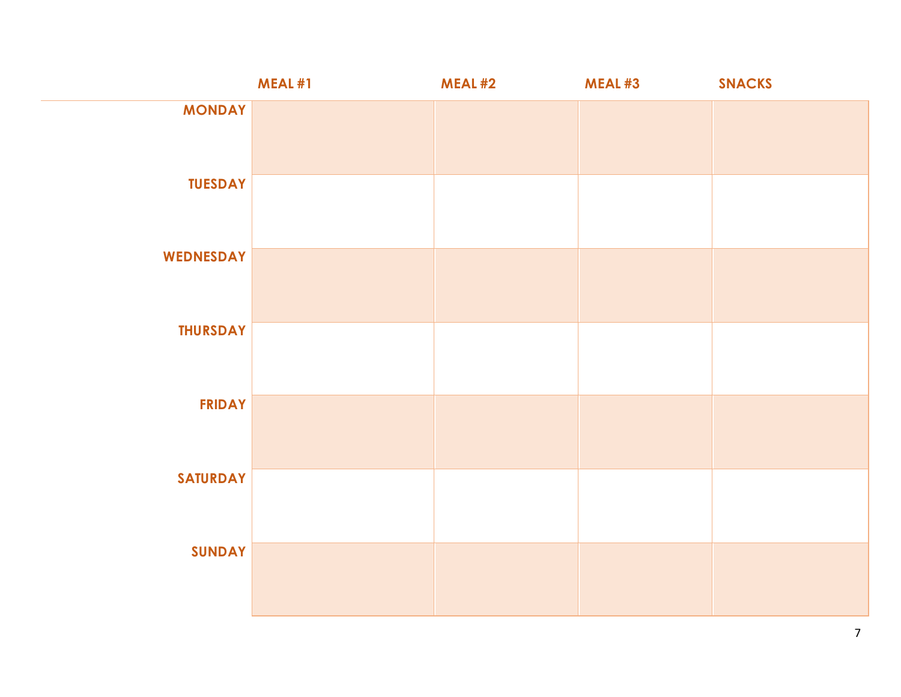| | MEAL #1 | MEAL #2 | MEAL #3 | SNACKS |
|---|---|---|---|---|
| **MONDAY** | | | | |
| **TUESDAY** | | | | |
| **WEDNESDAY** | | | | |
| **THURSDAY** | | | | |
| **FRIDAY** | | | | |
| **SATURDAY** | | | | |
| **SUNDAY** | | | | |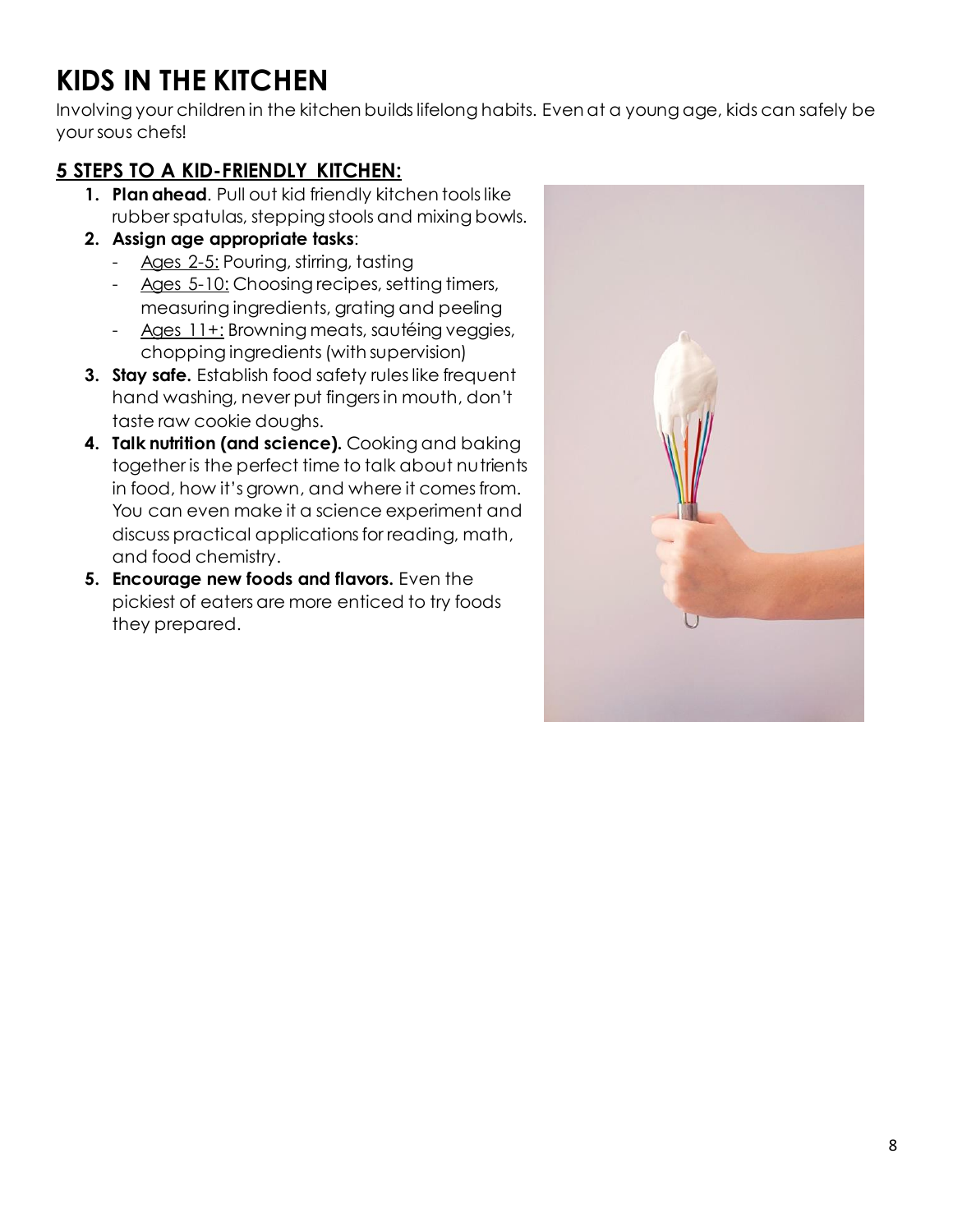# KIDS IN THE KITCHEN

Involving your children in the kitchen builds lifelong habits. Even at a young age, kids can safely be your sous chefs!

## 5 STEPS TO A KID-FRIENDLY KITCHEN:

1. **Plan ahead**. Pull out kid friendly kitchen tools like rubber spatulas, stepping stools and mixing bowls.
2. **Assign age appropriate tasks**:
   - Ages 2-5: Pouring, stirring, tasting
   - Ages 5-10: Choosing recipes, setting timers, measuring ingredients, grating and peeling
   - Ages 11+: Browning meats, sautéing veggies, chopping ingredients (with supervision)
3. **Stay safe.** Establish food safety rules like frequent hand washing, never put fingers in mouth, don't taste raw cookie doughs.
4. **Talk nutrition (and science).** Cooking and baking together is the perfect time to talk about nutrients in food, how it's grown, and where it comes from. You can even make it a science experiment and discuss practical applications for reading, math, and food chemistry.
5. **Encourage new foods and flavors.** Even the pickiest of eaters are more enticed to try foods they prepared.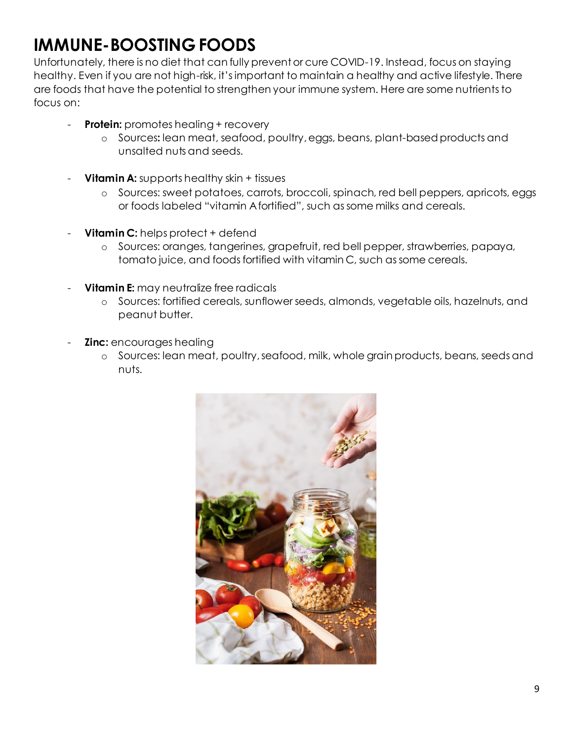# IMMUNE-BOOSTING FOODS

Unfortunately, there is no diet that can fully prevent or cure COVID-19. Instead, focus on staying healthy. Even if you are not high-risk, it's important to maintain a healthy and active lifestyle. There are foods that have the potential to strengthen your immune system. Here are some nutrients to focus on:

- **Protein:** promotes healing + recovery
    - Sources: lean meat, seafood, poultry, eggs, beans, plant-based products and unsalted nuts and seeds.
- **Vitamin A:** supports healthy skin + tissues
    - Sources: sweet potatoes, carrots, broccoli, spinach, red bell peppers, apricots, eggs or foods labeled "vitamin A fortified", such as some milks and cereals.
- **Vitamin C:** helps protect + defend
    - Sources: oranges, tangerines, grapefruit, red bell pepper, strawberries, papaya, tomato juice, and foods fortified with vitamin C, such as some cereals.
- **Vitamin E:** may neutralize free radicals
    - Sources: fortified cereals, sunflower seeds, almonds, vegetable oils, hazelnuts, and peanut butter.
- **Zinc:** encourages healing
    - Sources: lean meat, poultry, seafood, milk, whole grain products, beans, seeds and nuts.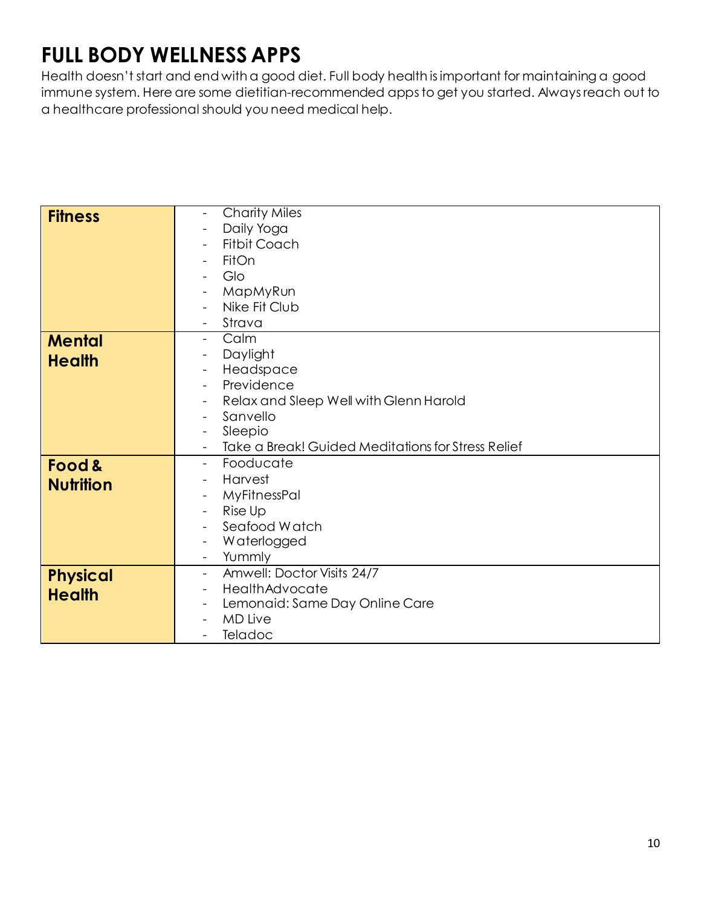# FULL BODY WELLNESS APPS

Health doesn't start and end with a good diet. Full body health is important for maintaining a good immune system. Here are some dietitian-recommended apps to get you started. Always reach out to a healthcare professional should you need medical help.

| | |
|---|---|
| **Fitness** | - Charity Miles<br>- Daily Yoga<br>- Fitbit Coach<br>- FitOn<br>- Glo<br>- MapMyRun<br>- Nike Fit Club<br>- Strava |
| **Mental Health** | - Calm<br>- Daylight<br>- Headspace<br>- Previdence<br>- Relax and Sleep Well with Glenn Harold<br>- Sanvello<br>- Sleepio<br>- Take a Break! Guided Meditations for Stress Relief |
| **Food & Nutrition** | - Fooducate<br>- Harvest<br>- MyFitnessPal<br>- Rise Up<br>- Seafood Watch<br>- Waterlogged<br>- Yummly |
| **Physical Health** | - Amwell: Doctor Visits 24/7<br>- HealthAdvocate<br>- Lemonaid: Same Day Online Care<br>- MD Live<br>- Teladoc |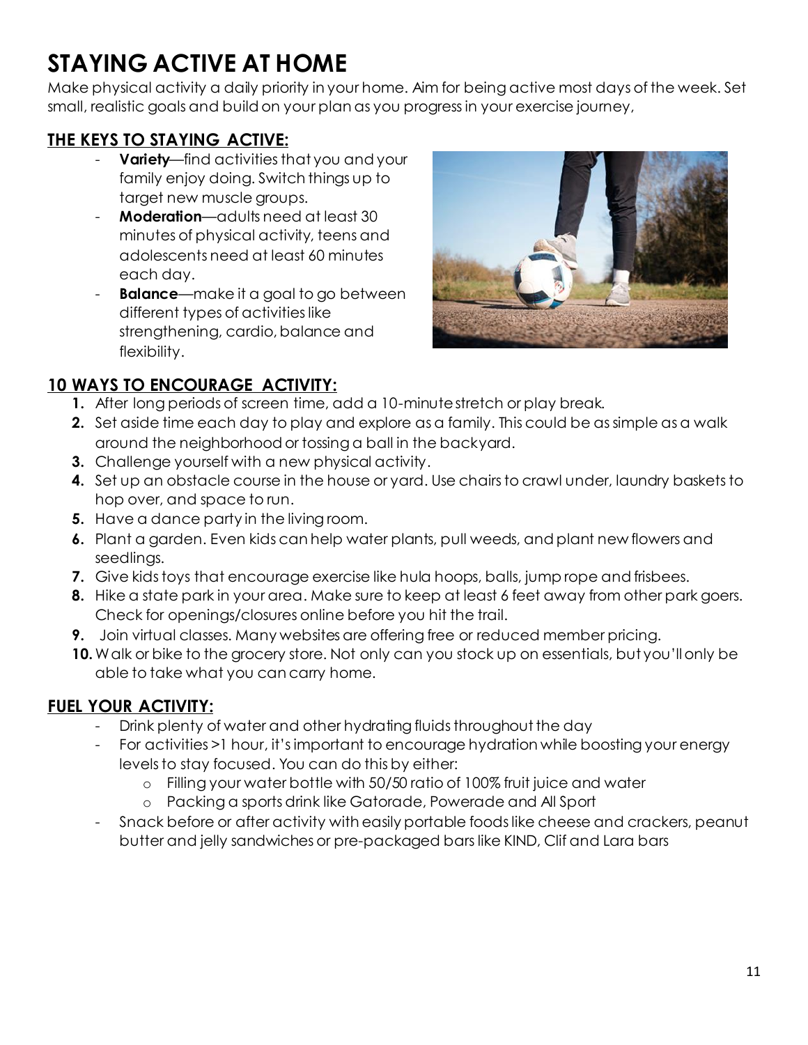# STAYING ACTIVE AT HOME

Make physical activity a daily priority in your home. Aim for being active most days of the week. Set small, realistic goals and build on your plan as you progress in your exercise journey,

## THE KEYS TO STAYING ACTIVE:

- **Variety**—find activities that you and your family enjoy doing. Switch things up to target new muscle groups.
- **Moderation**—adults need at least 30 minutes of physical activity, teens and adolescents need at least 60 minutes each day.
- **Balance**—make it a goal to go between different types of activities like strengthening, cardio, balance and flexibility.

## 10 WAYS TO ENCOURAGE ACTIVITY:

1. After long periods of screen time, add a 10-minute stretch or play break.
2. Set aside time each day to play and explore as a family. This could be as simple as a walk around the neighborhood or tossing a ball in the backyard.
3. Challenge yourself with a new physical activity.
4. Set up an obstacle course in the house or yard. Use chairs to crawl under, laundry baskets to hop over, and space to run.
5. Have a dance party in the living room.
6. Plant a garden. Even kids can help water plants, pull weeds, and plant new flowers and seedlings.
7. Give kids toys that encourage exercise like hula hoops, balls, jump rope and frisbees.
8. Hike a state park in your area. Make sure to keep at least 6 feet away from other park goers. Check for openings/closures online before you hit the trail.
9. Join virtual classes. Many websites are offering free or reduced member pricing.
10. Walk or bike to the grocery store. Not only can you stock up on essentials, but you'll only be able to take what you can carry home.

## FUEL YOUR ACTIVITY:

- Drink plenty of water and other hydrating fluids throughout the day
- For activities >1 hour, it's important to encourage hydration while boosting your energy levels to stay focused. You can do this by either:
  - Filling your water bottle with 50/50 ratio of 100% fruit juice and water
  - Packing a sports drink like Gatorade, Powerade and All Sport
- Snack before or after activity with easily portable foods like cheese and crackers, peanut butter and jelly sandwiches or pre-packaged bars like KIND, Clif and Lara bars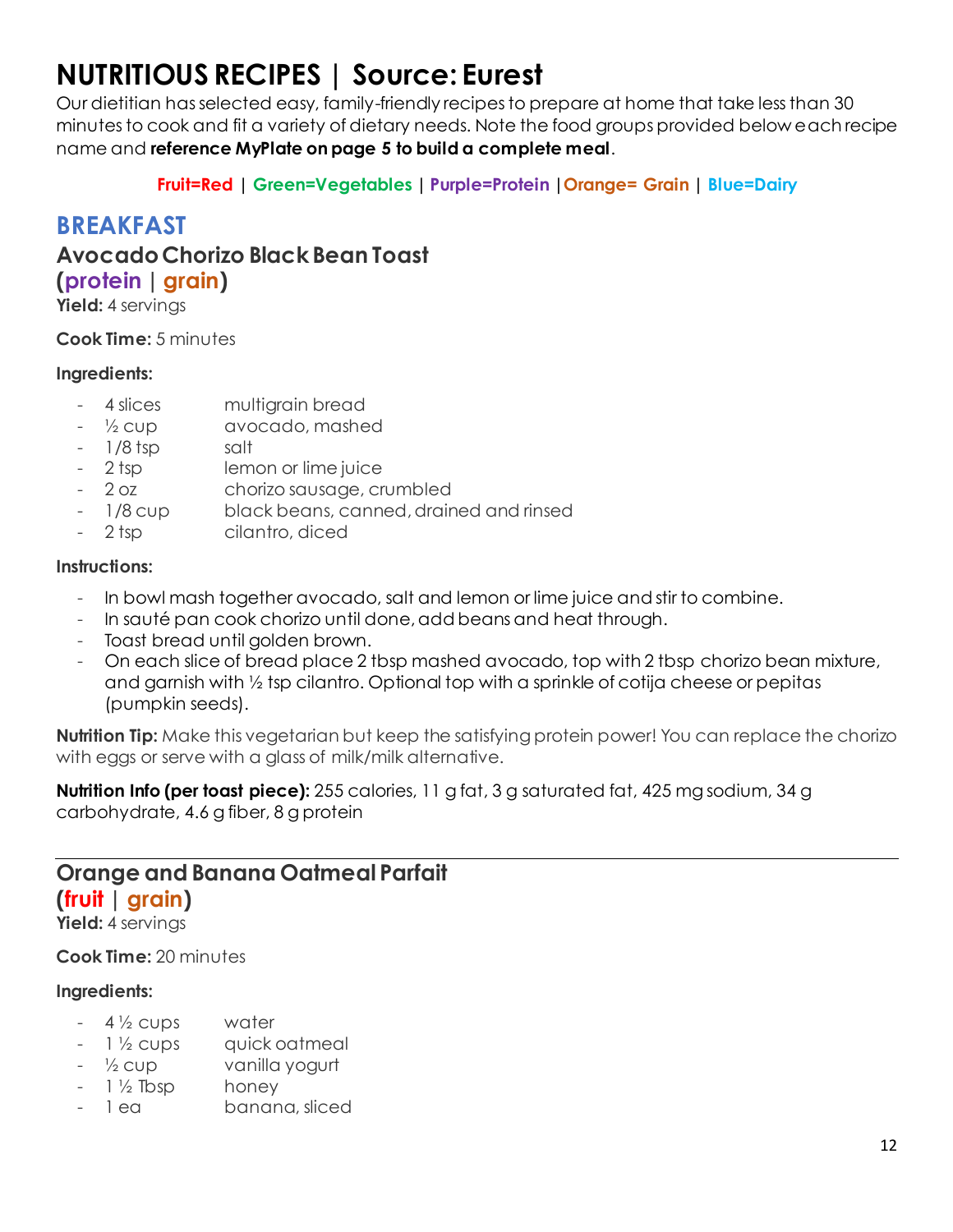# NUTRITIOUS RECIPES | Source: Eurest

Our dietitian has selected easy, family-friendly recipes to prepare at home that take less than 30 minutes to cook and fit a variety of dietary needs. Note the food groups provided below each recipe name and **reference MyPlate on page 5 to build a complete meal**.

**Fruit=Red** | **Green=Vegetables** | **Purple=Protein** | **Orange= Grain** | **Blue=Dairy**

## BREAKFAST

### Avocado Chorizo Black Bean Toast
### (protein | grain)

**Yield:** 4 servings

**Cook Time:** 5 minutes

**Ingredients:**

- 4 slices multigrain bread
- ½ cup avocado, mashed
- 1/8 tsp salt
- 2 tsp lemon or lime juice
- 2 oz chorizo sausage, crumbled
- 1/8 cup black beans, canned, drained and rinsed
- 2 tsp cilantro, diced

**Instructions:**

- In bowl mash together avocado, salt and lemon or lime juice and stir to combine.
- In sauté pan cook chorizo until done, add beans and heat through.
- Toast bread until golden brown.
- On each slice of bread place 2 tbsp mashed avocado, top with 2 tbsp chorizo bean mixture, and garnish with ½ tsp cilantro. Optional top with a sprinkle of cotija cheese or pepitas (pumpkin seeds).

**Nutrition Tip:** Make this vegetarian but keep the satisfying protein power! You can replace the chorizo with eggs or serve with a glass of milk/milk alternative.

**Nutrition Info (per toast piece):** 255 calories, 11 g fat, 3 g saturated fat, 425 mg sodium, 34 g carbohydrate, 4.6 g fiber, 8 g protein

---

### Orange and Banana Oatmeal Parfait
### (fruit | grain)

**Yield:** 4 servings

**Cook Time:** 20 minutes

**Ingredients:**

- 4 ½ cups water
- 1 ½ cups quick oatmeal
- ½ cup vanilla yogurt
- 1 ½ Tbsp honey
- 1 ea banana, sliced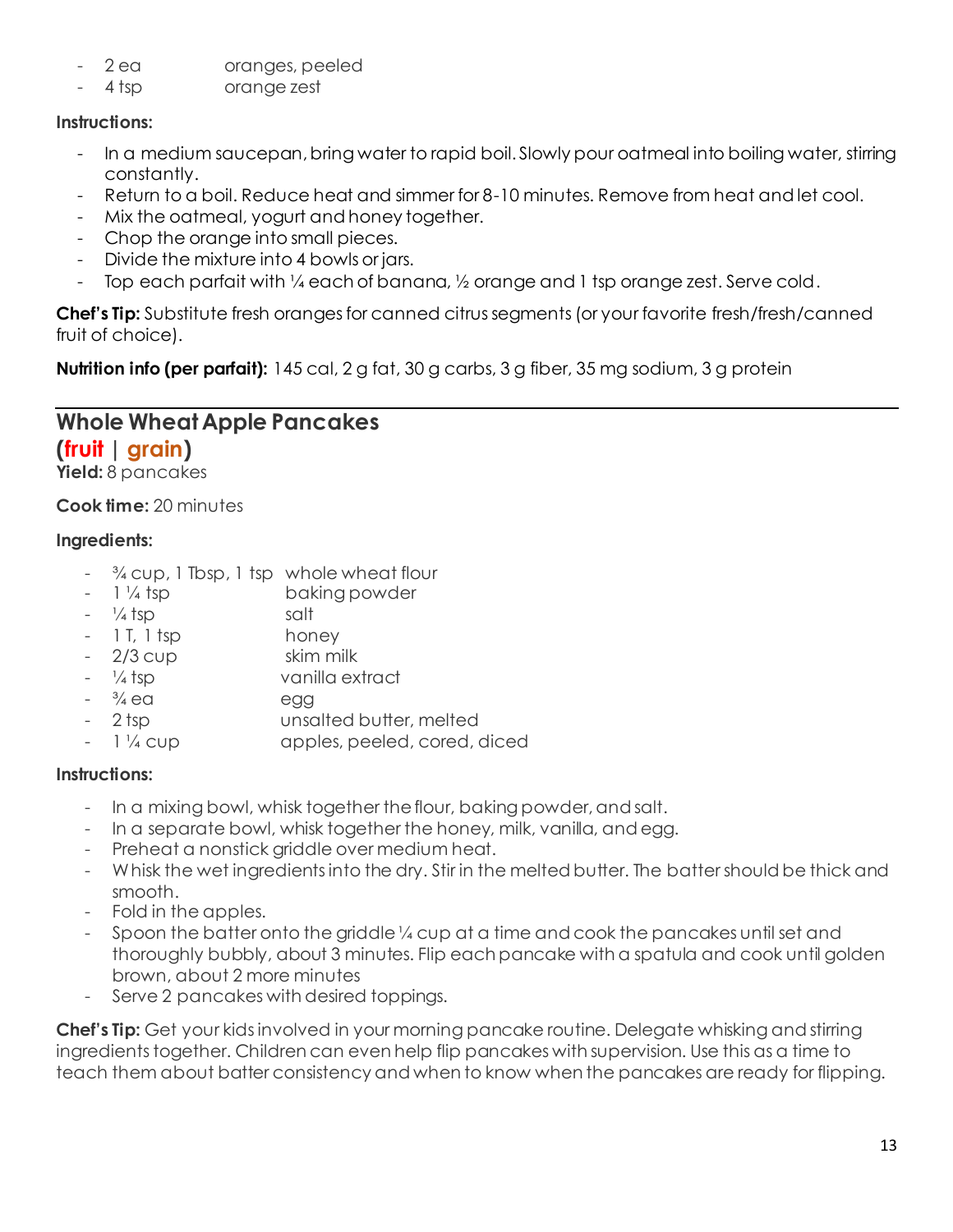- 2 ea oranges, peeled
- 4 tsp orange zest

**Instructions:**

- In a medium saucepan, bring water to rapid boil. Slowly pour oatmeal into boiling water, stirring constantly.
- Return to a boil. Reduce heat and simmer for 8-10 minutes. Remove from heat and let cool.
- Mix the oatmeal, yogurt and honey together.
- Chop the orange into small pieces.
- Divide the mixture into 4 bowls or jars.
- Top each parfait with ¼ each of banana, ½ orange and 1 tsp orange zest. Serve cold.

**Chef's Tip:** Substitute fresh oranges for canned citrus segments (or your favorite fresh/fresh/canned fruit of choice).

**Nutrition info (per parfait):** 145 cal, 2 g fat, 30 g carbs, 3 g fiber, 35 mg sodium, 3 g protein

---

## Whole Wheat Apple Pancakes

**(fruit | grain)**

**Yield:** 8 pancakes

**Cook time:** 20 minutes

**Ingredients:**

- ¾ cup, 1 Tbsp, 1 tsp whole wheat flour
- 1 ¼ tsp baking powder
- ¼ tsp salt
- 1 T, 1 tsp honey
- 2/3 cup skim milk
- ¼ tsp vanilla extract
- ¾ ea egg
- 2 tsp unsalted butter, melted
- 1 ¼ cup apples, peeled, cored, diced

**Instructions:**

- In a mixing bowl, whisk together the flour, baking powder, and salt.
- In a separate bowl, whisk together the honey, milk, vanilla, and egg.
- Preheat a nonstick griddle over medium heat.
- Whisk the wet ingredients into the dry. Stir in the melted butter. The batter should be thick and smooth.
- Fold in the apples.
- Spoon the batter onto the griddle ¼ cup at a time and cook the pancakes until set and thoroughly bubbly, about 3 minutes. Flip each pancake with a spatula and cook until golden brown, about 2 more minutes
- Serve 2 pancakes with desired toppings.

**Chef's Tip:** Get your kids involved in your morning pancake routine. Delegate whisking and stirring ingredients together. Children can even help flip pancakes with supervision. Use this as a time to teach them about batter consistency and when to know when the pancakes are ready for flipping.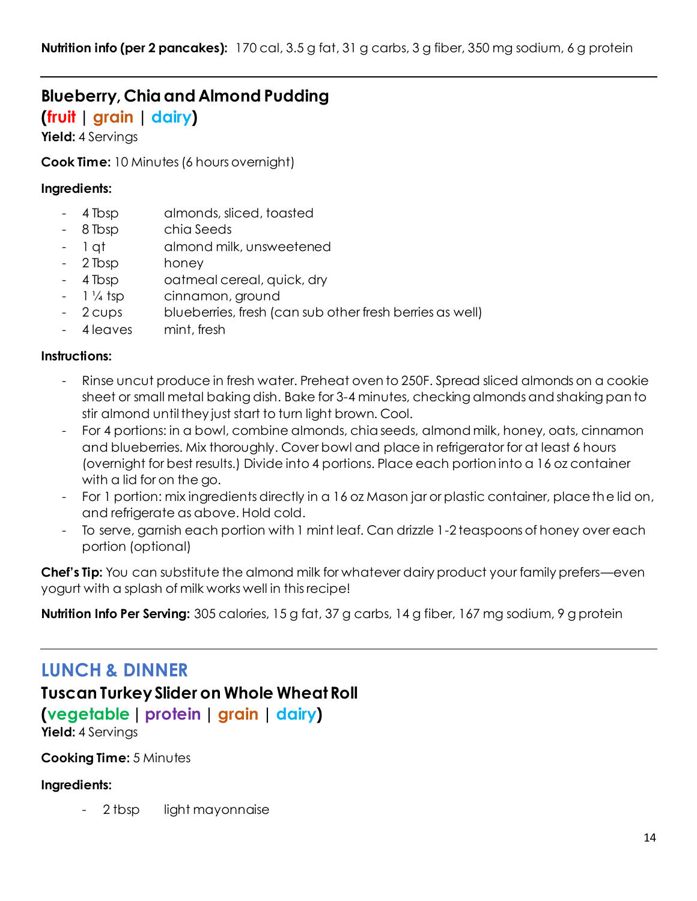**Nutrition info (per 2 pancakes):** 170 cal, 3.5 g fat, 31 g carbs, 3 g fiber, 350 mg sodium, 6 g protein

---

### Blueberry, Chia and Almond Pudding

**(fruit | grain | dairy)**

**Yield:** 4 Servings

**Cook Time:** 10 Minutes (6 hours overnight)

**Ingredients:**

- 4 Tbsp almonds, sliced, toasted
- 8 Tbsp chia Seeds
- 1 qt almond milk, unsweetened
- 2 Tbsp honey
- 4 Tbsp oatmeal cereal, quick, dry
- 1 ¼ tsp cinnamon, ground
- 2 cups blueberries, fresh (can sub other fresh berries as well)
- 4 leaves mint, fresh

**Instructions:**

- Rinse uncut produce in fresh water. Preheat oven to 250F. Spread sliced almonds on a cookie sheet or small metal baking dish. Bake for 3-4 minutes, checking almonds and shaking pan to stir almond until they just start to turn light brown. Cool.
- For 4 portions: in a bowl, combine almonds, chia seeds, almond milk, honey, oats, cinnamon and blueberries. Mix thoroughly. Cover bowl and place in refrigerator for at least 6 hours (overnight for best results.) Divide into 4 portions. Place each portion into a 16 oz container with a lid for on the go.
- For 1 portion: mix ingredients directly in a 16 oz Mason jar or plastic container, place the lid on, and refrigerate as above. Hold cold.
- To serve, garnish each portion with 1 mint leaf. Can drizzle 1-2 teaspoons of honey over each portion (optional)

**Chef's Tip:** You can substitute the almond milk for whatever dairy product your family prefers—even yogurt with a splash of milk works well in this recipe!

**Nutrition Info Per Serving:** 305 calories, 15 g fat, 37 g carbs, 14 g fiber, 167 mg sodium, 9 g protein

---

## LUNCH & DINNER

### Tuscan Turkey Slider on Whole Wheat Roll

**(vegetable | protein | grain | dairy)**

**Yield:** 4 Servings

**Cooking Time:** 5 Minutes

**Ingredients:**

- 2 tbsp light mayonnaise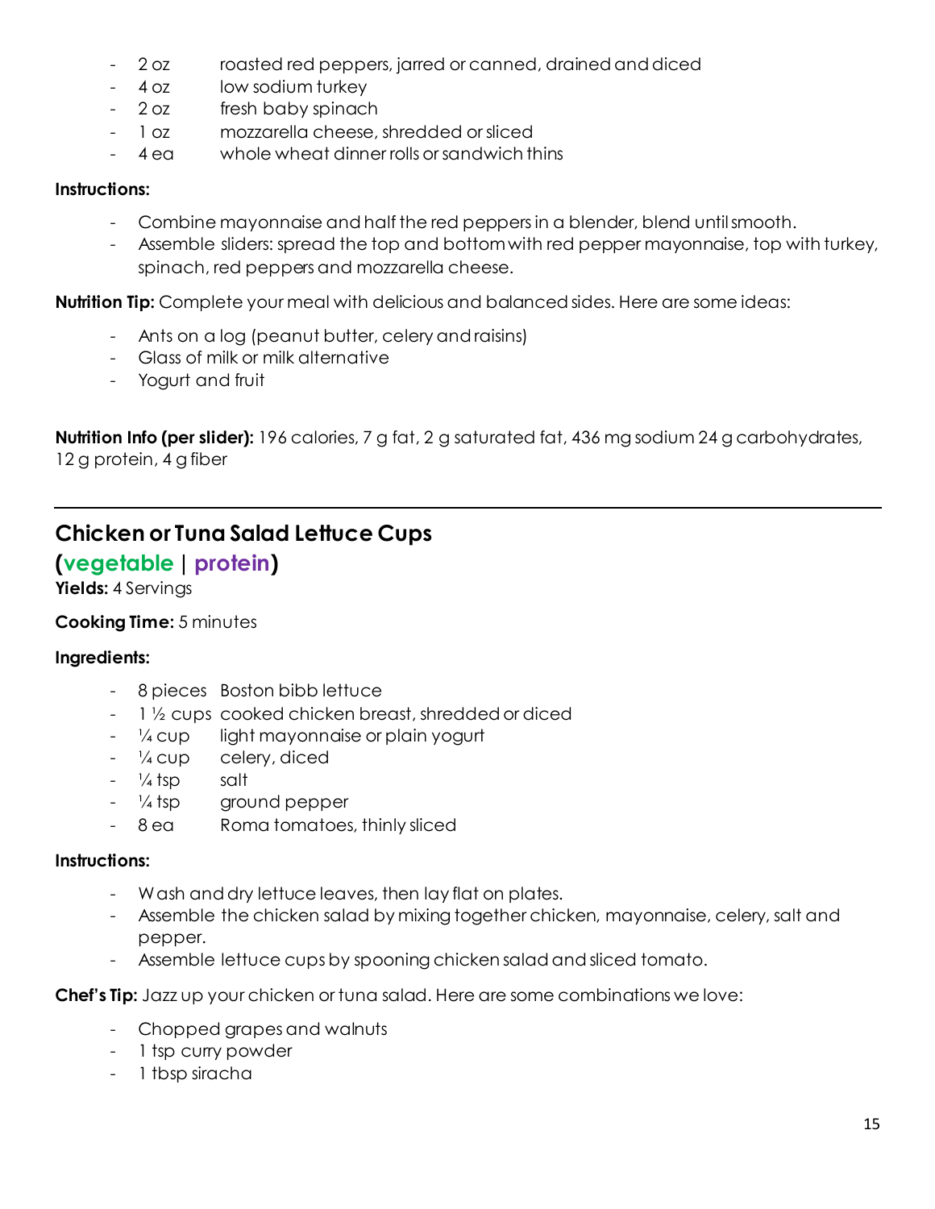- 2 oz roasted red peppers, jarred or canned, drained and diced
- 4 oz low sodium turkey
- 2 oz fresh baby spinach
- 1 oz mozzarella cheese, shredded or sliced
- 4 ea whole wheat dinner rolls or sandwich thins

**Instructions:**

- Combine mayonnaise and half the red peppers in a blender, blend until smooth.
- Assemble sliders: spread the top and bottom with red pepper mayonnaise, top with turkey, spinach, red peppers and mozzarella cheese.

**Nutrition Tip:** Complete your meal with delicious and balanced sides. Here are some ideas:

- Ants on a log (peanut butter, celery and raisins)
- Glass of milk or milk alternative
- Yogurt and fruit

**Nutrition Info (per slider):** 196 calories, 7 g fat, 2 g saturated fat, 436 mg sodium 24 g carbohydrates, 12 g protein, 4 g fiber

---

## Chicken or Tuna Salad Lettuce Cups

### (vegetable | protein)

**Yields:** 4 Servings

**Cooking Time:** 5 minutes

**Ingredients:**

- 8 pieces Boston bibb lettuce
- 1 ½ cups cooked chicken breast, shredded or diced
- ¼ cup light mayonnaise or plain yogurt
- ¼ cup celery, diced
- ¼ tsp salt
- ¼ tsp ground pepper
- 8 ea Roma tomatoes, thinly sliced

**Instructions:**

- Wash and dry lettuce leaves, then lay flat on plates.
- Assemble the chicken salad by mixing together chicken, mayonnaise, celery, salt and pepper.
- Assemble lettuce cups by spooning chicken salad and sliced tomato.

**Chef's Tip:** Jazz up your chicken or tuna salad. Here are some combinations we love:

- Chopped grapes and walnuts
- 1 tsp curry powder
- 1 tbsp siracha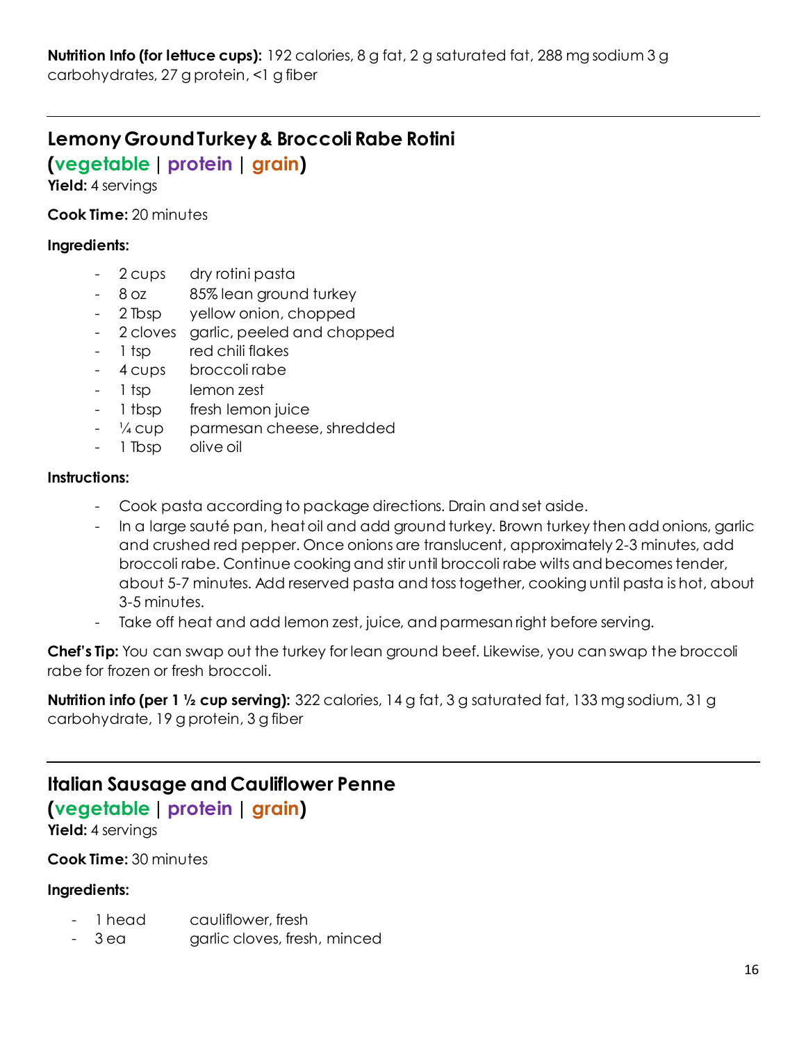**Nutrition Info (for lettuce cups):** 192 calories, 8 g fat, 2 g saturated fat, 288 mg sodium 3 g carbohydrates, 27 g protein, <1 g fiber

---

## Lemony Ground Turkey & Broccoli Rabe Rotini

**(vegetable | protein | grain)**

**Yield:** 4 servings

**Cook Time:** 20 minutes

**Ingredients:**

- 2 cups dry rotini pasta
- 8 oz 85% lean ground turkey
- 2 Tbsp yellow onion, chopped
- 2 cloves garlic, peeled and chopped
- 1 tsp red chili flakes
- 4 cups broccoli rabe
- 1 tsp lemon zest
- 1 tbsp fresh lemon juice
- ¼ cup parmesan cheese, shredded
- 1 Tbsp olive oil

**Instructions:**

- Cook pasta according to package directions. Drain and set aside.
- In a large sauté pan, heat oil and add ground turkey. Brown turkey then add onions, garlic and crushed red pepper. Once onions are translucent, approximately 2-3 minutes, add broccoli rabe. Continue cooking and stir until broccoli rabe wilts and becomes tender, about 5-7 minutes. Add reserved pasta and toss together, cooking until pasta is hot, about 3-5 minutes.
- Take off heat and add lemon zest, juice, and parmesan right before serving.

**Chef's Tip:** You can swap out the turkey for lean ground beef. Likewise, you can swap the broccoli rabe for frozen or fresh broccoli.

**Nutrition info (per 1 ½ cup serving):** 322 calories, 14 g fat, 3 g saturated fat, 133 mg sodium, 31 g carbohydrate, 19 g protein, 3 g fiber

---

## Italian Sausage and Cauliflower Penne

**(vegetable | protein | grain)**

**Yield:** 4 servings

**Cook Time:** 30 minutes

**Ingredients:**

- 1 head cauliflower, fresh
- 3 ea garlic cloves, fresh, minced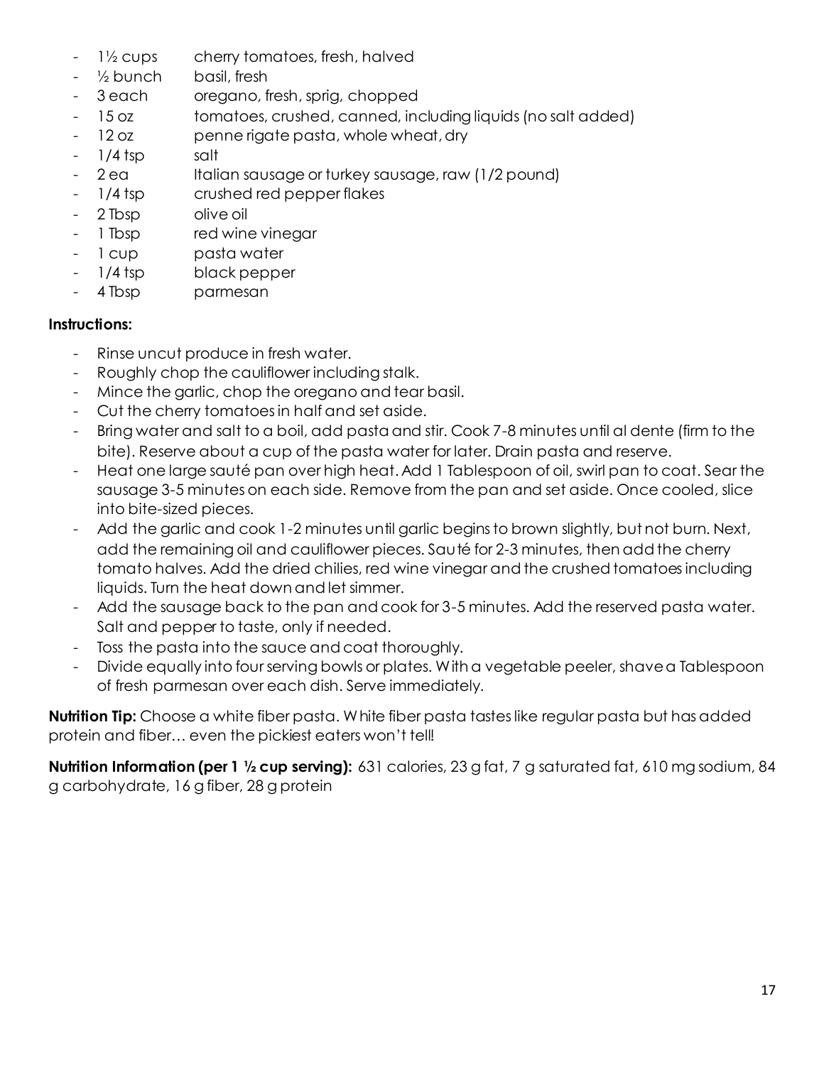- 1½ cups cherry tomatoes, fresh, halved
- ½ bunch basil, fresh
- 3 each oregano, fresh, sprig, chopped
- 15 oz tomatoes, crushed, canned, including liquids (no salt added)
- 12 oz penne rigate pasta, whole wheat, dry
- 1/4 tsp salt
- 2 ea Italian sausage or turkey sausage, raw (1/2 pound)
- 1/4 tsp crushed red pepper flakes
- 2 Tbsp olive oil
- 1 Tbsp red wine vinegar
- 1 cup pasta water
- 1/4 tsp black pepper
- 4 Tbsp parmesan

**Instructions:**

- Rinse uncut produce in fresh water.
- Roughly chop the cauliflower including stalk.
- Mince the garlic, chop the oregano and tear basil.
- Cut the cherry tomatoes in half and set aside.
- Bring water and salt to a boil, add pasta and stir. Cook 7-8 minutes until al dente (firm to the bite). Reserve about a cup of the pasta water for later. Drain pasta and reserve.
- Heat one large sauté pan over high heat. Add 1 Tablespoon of oil, swirl pan to coat. Sear the sausage 3-5 minutes on each side. Remove from the pan and set aside. Once cooled, slice into bite-sized pieces.
- Add the garlic and cook 1-2 minutes until garlic begins to brown slightly, but not burn. Next, add the remaining oil and cauliflower pieces. Sauté for 2-3 minutes, then add the cherry tomato halves. Add the dried chilies, red wine vinegar and the crushed tomatoes including liquids. Turn the heat down and let simmer.
- Add the sausage back to the pan and cook for 3-5 minutes. Add the reserved pasta water. Salt and pepper to taste, only if needed.
- Toss the pasta into the sauce and coat thoroughly.
- Divide equally into four serving bowls or plates. With a vegetable peeler, shave a Tablespoon of fresh parmesan over each dish. Serve immediately.

**Nutrition Tip:** Choose a white fiber pasta. White fiber pasta tastes like regular pasta but has added protein and fiber… even the pickiest eaters won't tell!

**Nutrition Information (per 1 ½ cup serving):** 631 calories, 23 g fat, 7 g saturated fat, 610 mg sodium, 84 g carbohydrate, 16 g fiber, 28 g protein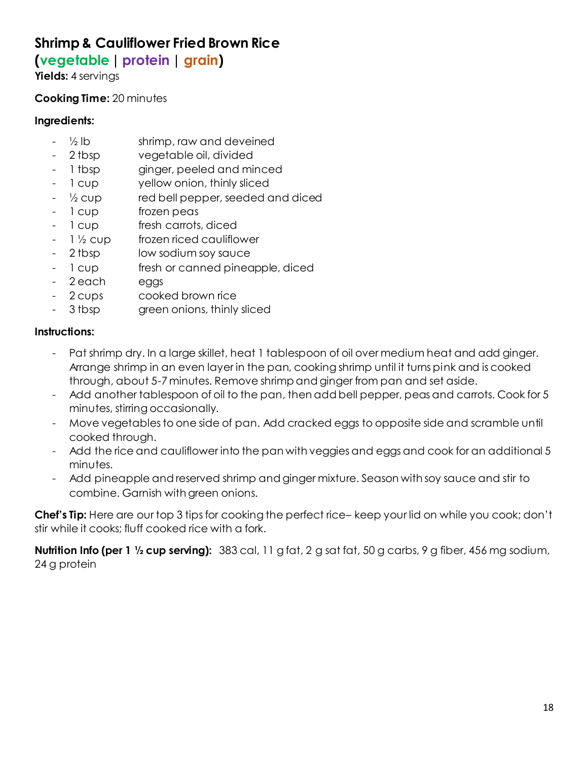## Shrimp & Cauliflower Fried Brown Rice

**(vegetable | protein | grain)**

**Yields:** 4 servings

**Cooking Time:** 20 minutes

**Ingredients:**

- ½ lb shrimp, raw and deveined
- 2 tbsp vegetable oil, divided
- 1 tbsp ginger, peeled and minced
- 1 cup yellow onion, thinly sliced
- ½ cup red bell pepper, seeded and diced
- 1 cup frozen peas
- 1 cup fresh carrots, diced
- 1 ½ cup frozen riced cauliflower
- 2 tbsp low sodium soy sauce
- 1 cup fresh or canned pineapple, diced
- 2 each eggs
- 2 cups cooked brown rice
- 3 tbsp green onions, thinly sliced

**Instructions:**

- Pat shrimp dry. In a large skillet, heat 1 tablespoon of oil over medium heat and add ginger. Arrange shrimp in an even layer in the pan, cooking shrimp until it turns pink and is cooked through, about 5-7 minutes. Remove shrimp and ginger from pan and set aside.
- Add another tablespoon of oil to the pan, then add bell pepper, peas and carrots. Cook for 5 minutes, stirring occasionally.
- Move vegetables to one side of pan. Add cracked eggs to opposite side and scramble until cooked through.
- Add the rice and cauliflower into the pan with veggies and eggs and cook for an additional 5 minutes.
- Add pineapple and reserved shrimp and ginger mixture. Season with soy sauce and stir to combine. Garnish with green onions.

**Chef's Tip:** Here are our top 3 tips for cooking the perfect rice– keep your lid on while you cook; don't stir while it cooks; fluff cooked rice with a fork.

**Nutrition Info (per 1 ½ cup serving):** 383 cal, 11 g fat, 2 g sat fat, 50 g carbs, 9 g fiber, 456 mg sodium, 24 g protein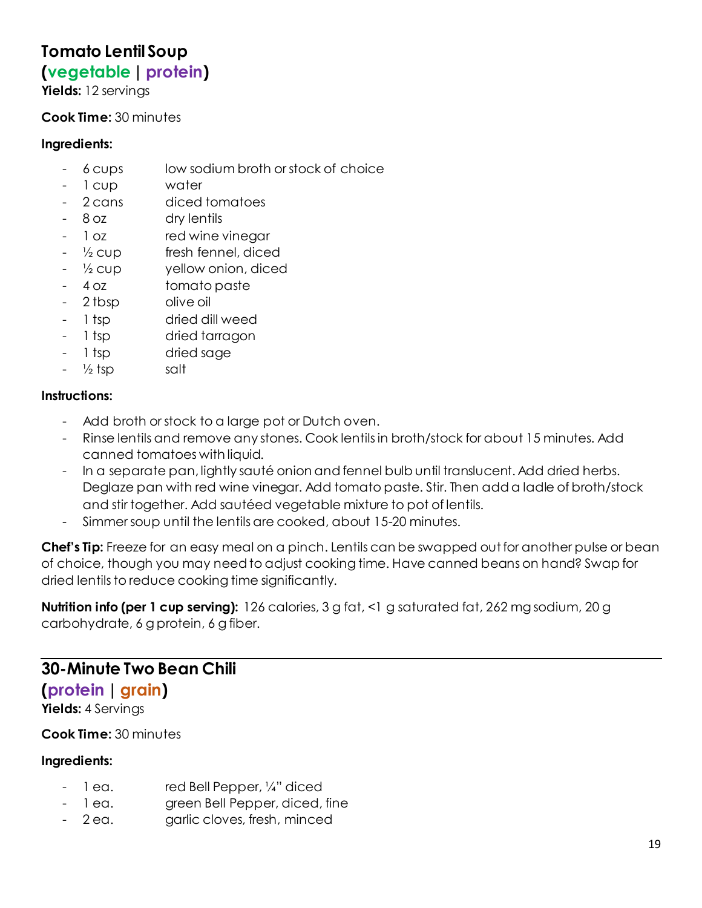## Tomato Lentil Soup
### (vegetable | protein)

**Yields:** 12 servings

**Cook Time:** 30 minutes

**Ingredients:**

- 6 cups low sodium broth or stock of choice
- 1 cup water
- 2 cans diced tomatoes
- 8 oz dry lentils
- 1 oz red wine vinegar
- ½ cup fresh fennel, diced
- ½ cup yellow onion, diced
- 4 oz tomato paste
- 2 tbsp olive oil
- 1 tsp dried dill weed
- 1 tsp dried tarragon
- 1 tsp dried sage
- ½ tsp salt

**Instructions:**

- Add broth or stock to a large pot or Dutch oven.
- Rinse lentils and remove any stones. Cook lentils in broth/stock for about 15 minutes. Add canned tomatoes with liquid.
- In a separate pan, lightly sauté onion and fennel bulb until translucent. Add dried herbs. Deglaze pan with red wine vinegar. Add tomato paste. Stir. Then add a ladle of broth/stock and stir together. Add sautéed vegetable mixture to pot of lentils.
- Simmer soup until the lentils are cooked, about 15-20 minutes.

**Chef's Tip:** Freeze for an easy meal on a pinch. Lentils can be swapped out for another pulse or bean of choice, though you may need to adjust cooking time. Have canned beans on hand? Swap for dried lentils to reduce cooking time significantly.

**Nutrition info (per 1 cup serving):** 126 calories, 3 g fat, <1 g saturated fat, 262 mg sodium, 20 g carbohydrate, 6 g protein, 6 g fiber.

---

## 30-Minute Two Bean Chili
### (protein | grain)

**Yields:** 4 Servings

**Cook Time:** 30 minutes

**Ingredients:**

- 1 ea. red Bell Pepper, ¼" diced
- 1 ea. green Bell Pepper, diced, fine
- 2 ea. garlic cloves, fresh, minced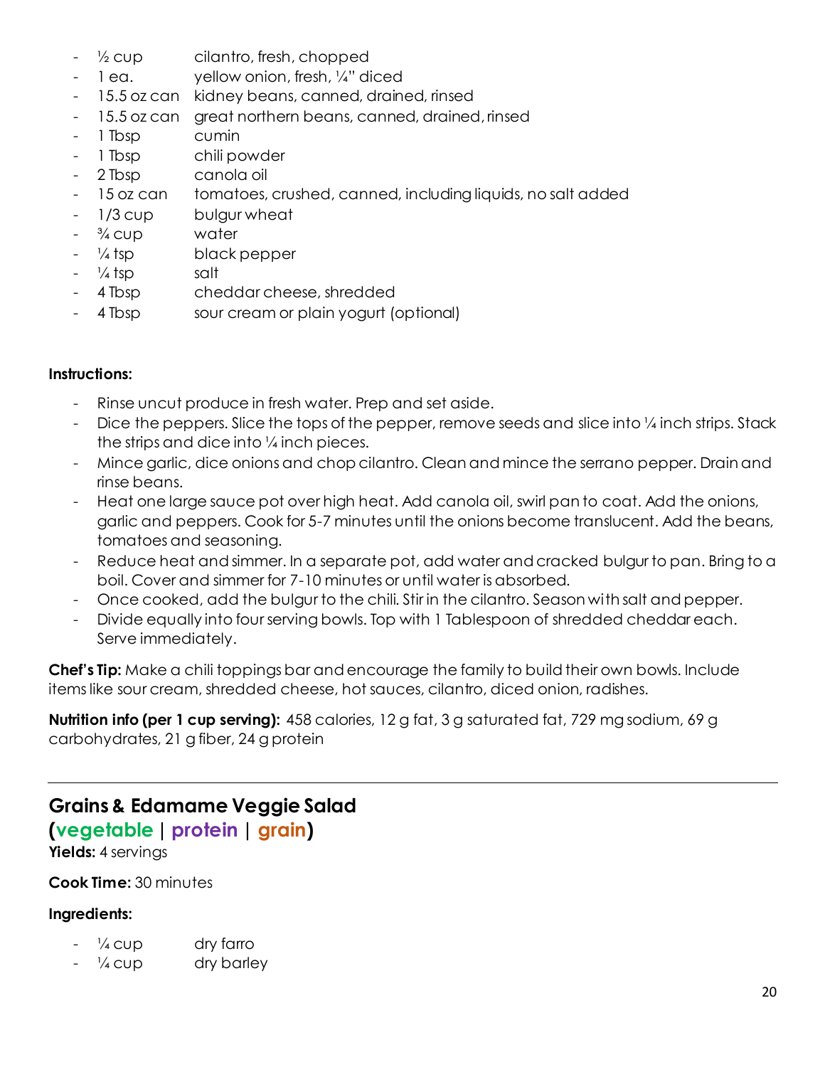- ½ cup cilantro, fresh, chopped
- 1 ea. yellow onion, fresh, ¼" diced
- 15.5 oz can kidney beans, canned, drained, rinsed
- 15.5 oz can great northern beans, canned, drained, rinsed
- 1 Tbsp cumin
- 1 Tbsp chili powder
- 2 Tbsp canola oil
- 15 oz can tomatoes, crushed, canned, including liquids, no salt added
- 1/3 cup bulgur wheat
- ¾ cup water
- ¼ tsp black pepper
- ¼ tsp salt
- 4 Tbsp cheddar cheese, shredded
- 4 Tbsp sour cream or plain yogurt (optional)

**Instructions:**

- Rinse uncut produce in fresh water. Prep and set aside.
- Dice the peppers. Slice the tops of the pepper, remove seeds and slice into ¼ inch strips. Stack the strips and dice into ¼ inch pieces.
- Mince garlic, dice onions and chop cilantro. Clean and mince the serrano pepper. Drain and rinse beans.
- Heat one large sauce pot over high heat. Add canola oil, swirl pan to coat. Add the onions, garlic and peppers. Cook for 5-7 minutes until the onions become translucent. Add the beans, tomatoes and seasoning.
- Reduce heat and simmer. In a separate pot, add water and cracked bulgur to pan. Bring to a boil. Cover and simmer for 7-10 minutes or until water is absorbed.
- Once cooked, add the bulgur to the chili. Stir in the cilantro. Season with salt and pepper.
- Divide equally into four serving bowls. Top with 1 Tablespoon of shredded cheddar each. Serve immediately.

**Chef's Tip:** Make a chili toppings bar and encourage the family to build their own bowls. Include items like sour cream, shredded cheese, hot sauces, cilantro, diced onion, radishes.

**Nutrition info (per 1 cup serving):** 458 calories, 12 g fat, 3 g saturated fat, 729 mg sodium, 69 g carbohydrates, 21 g fiber, 24 g protein

---

## Grains & Edamame Veggie Salad

**(vegetable | protein | grain)**

**Yields:** 4 servings

**Cook Time:** 30 minutes

**Ingredients:**

- ¼ cup dry farro
- ¼ cup dry barley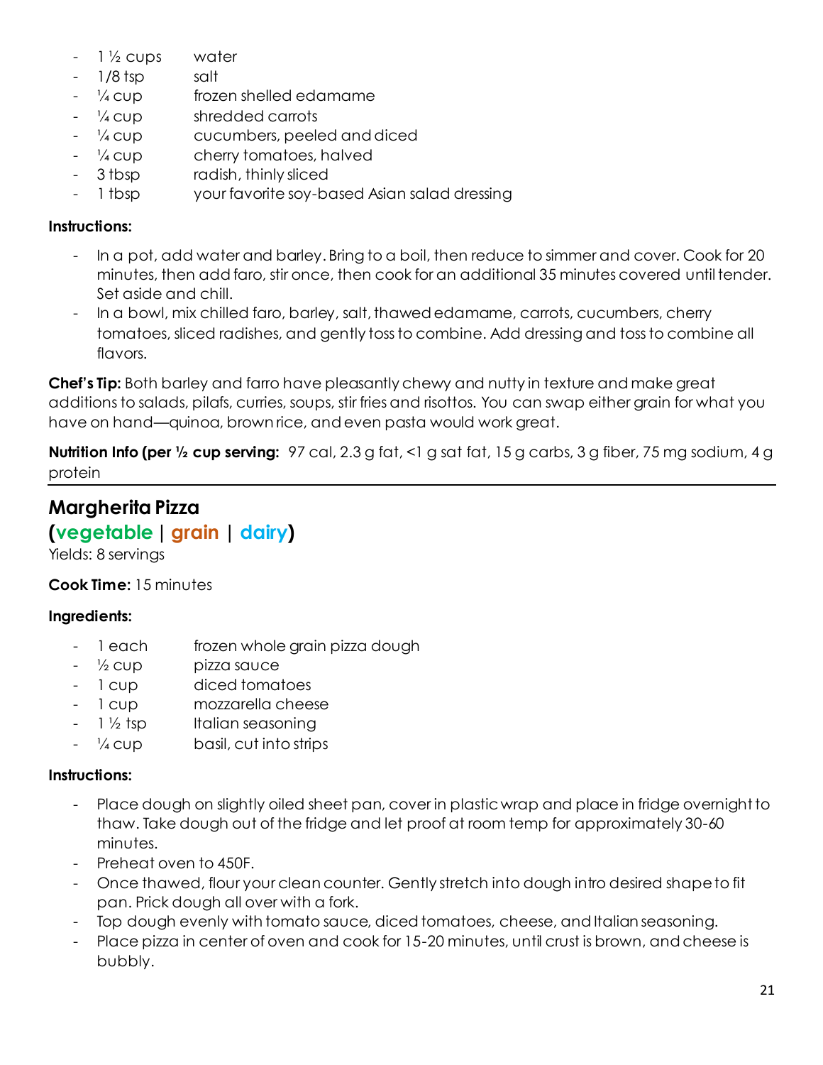- 1 ½ cups water
- 1/8 tsp salt
- ¼ cup frozen shelled edamame
- ¼ cup shredded carrots
- ¼ cup cucumbers, peeled and diced
- ¼ cup cherry tomatoes, halved
- 3 tbsp radish, thinly sliced
- 1 tbsp your favorite soy-based Asian salad dressing

**Instructions:**

- In a pot, add water and barley. Bring to a boil, then reduce to simmer and cover. Cook for 20 minutes, then add faro, stir once, then cook for an additional 35 minutes covered until tender. Set aside and chill.
- In a bowl, mix chilled faro, barley, salt, thawed edamame, carrots, cucumbers, cherry tomatoes, sliced radishes, and gently toss to combine. Add dressing and toss to combine all flavors.

**Chef's Tip:** Both barley and farro have pleasantly chewy and nutty in texture and make great additions to salads, pilafs, curries, soups, stir fries and risottos. You can swap either grain for what you have on hand—quinoa, brown rice, and even pasta would work great.

**Nutrition Info (per ½ cup serving:** 97 cal, 2.3 g fat, <1 g sat fat, 15 g carbs, 3 g fiber, 75 mg sodium, 4 g protein

---

## Margherita Pizza

### (vegetable | grain | dairy)

Yields: 8 servings

**Cook Time:** 15 minutes

**Ingredients:**

- 1 each frozen whole grain pizza dough
- ½ cup pizza sauce
- 1 cup diced tomatoes
- 1 cup mozzarella cheese
- 1 ½ tsp Italian seasoning
- ¼ cup basil, cut into strips

**Instructions:**

- Place dough on slightly oiled sheet pan, cover in plastic wrap and place in fridge overnight to thaw. Take dough out of the fridge and let proof at room temp for approximately 30-60 minutes.
- Preheat oven to 450F.
- Once thawed, flour your clean counter. Gently stretch into dough intro desired shape to fit pan. Prick dough all over with a fork.
- Top dough evenly with tomato sauce, diced tomatoes, cheese, and Italian seasoning.
- Place pizza in center of oven and cook for 15-20 minutes, until crust is brown, and cheese is bubbly.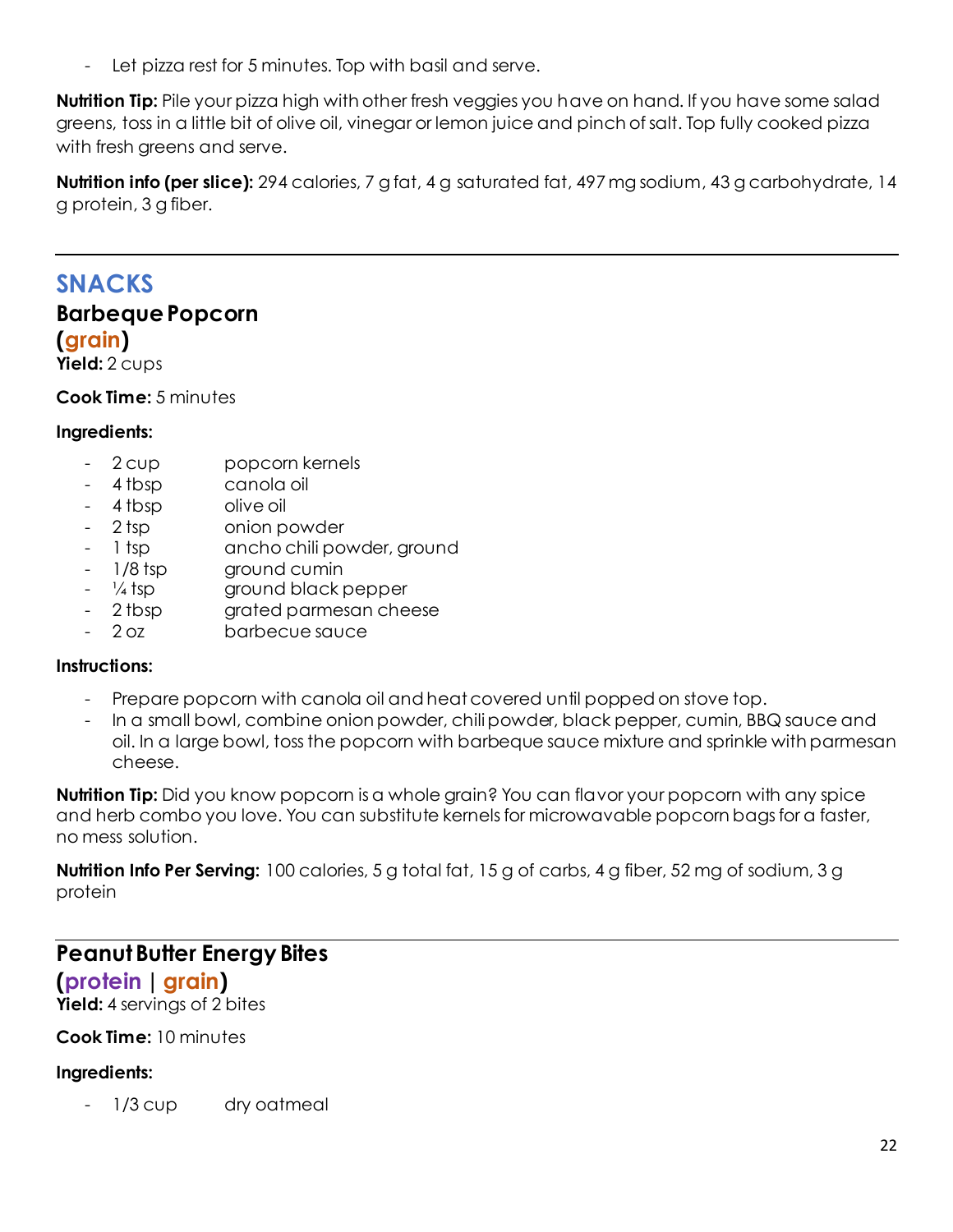- Let pizza rest for 5 minutes. Top with basil and serve.

**Nutrition Tip:** Pile your pizza high with other fresh veggies you have on hand. If you have some salad greens, toss in a little bit of olive oil, vinegar or lemon juice and pinch of salt. Top fully cooked pizza with fresh greens and serve.

**Nutrition info (per slice):** 294 calories, 7 g fat, 4 g saturated fat, 497 mg sodium, 43 g carbohydrate, 14 g protein, 3 g fiber.

---

# SNACKS

## Barbeque Popcorn
**(grain)**
**Yield:** 2 cups

**Cook Time:** 5 minutes

**Ingredients:**

- 2 cup popcorn kernels
- 4 tbsp canola oil
- 4 tbsp olive oil
- 2 tsp onion powder
- 1 tsp ancho chili powder, ground
- 1/8 tsp ground cumin
- ¼ tsp ground black pepper
- 2 tbsp grated parmesan cheese
- 2 oz barbecue sauce

**Instructions:**

- Prepare popcorn with canola oil and heat covered until popped on stove top.
- In a small bowl, combine onion powder, chili powder, black pepper, cumin, BBQ sauce and oil. In a large bowl, toss the popcorn with barbeque sauce mixture and sprinkle with parmesan cheese.

**Nutrition Tip:** Did you know popcorn is a whole grain? You can flavor your popcorn with any spice and herb combo you love. You can substitute kernels for microwavable popcorn bags for a faster, no mess solution.

**Nutrition Info Per Serving:** 100 calories, 5 g total fat, 15 g of carbs, 4 g fiber, 52 mg of sodium, 3 g protein

---

## Peanut Butter Energy Bites
**(protein | grain)**
**Yield:** 4 servings of 2 bites

**Cook Time:** 10 minutes

**Ingredients:**

- 1/3 cup dry oatmeal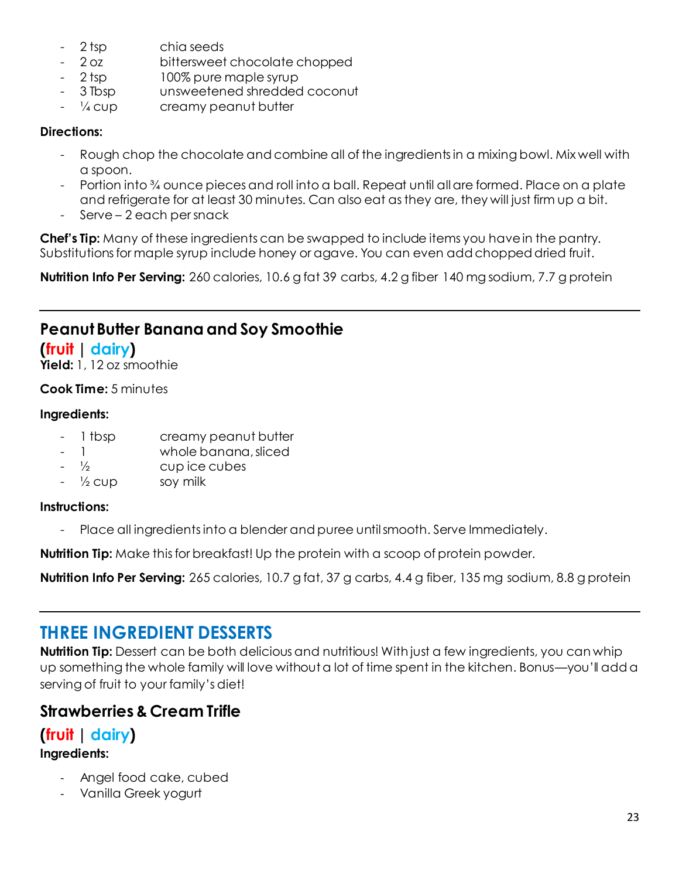- 2 tsp chia seeds
- 2 oz bittersweet chocolate chopped
- 2 tsp 100% pure maple syrup
- 3 Tbsp unsweetened shredded coconut
- ¼ cup creamy peanut butter

**Directions:**

- Rough chop the chocolate and combine all of the ingredients in a mixing bowl. Mix well with a spoon.
- Portion into ¾ ounce pieces and roll into a ball. Repeat until all are formed. Place on a plate and refrigerate for at least 30 minutes. Can also eat as they are, they will just firm up a bit.
- Serve – 2 each per snack

**Chef's Tip:** Many of these ingredients can be swapped to include items you have in the pantry. Substitutions for maple syrup include honey or agave. You can even add chopped dried fruit.

**Nutrition Info Per Serving:** 260 calories, 10.6 g fat 39 carbs, 4.2 g fiber 140 mg sodium, 7.7 g protein

---

## Peanut Butter Banana and Soy Smoothie

**(fruit | dairy)**
**Yield:** 1, 12 oz smoothie

**Cook Time:** 5 minutes

**Ingredients:**

- 1 tbsp creamy peanut butter
- 1 whole banana, sliced
- ½ cup ice cubes
- ½ cup soy milk

**Instructions:**

- Place all ingredients into a blender and puree until smooth. Serve Immediately.

**Nutrition Tip:** Make this for breakfast! Up the protein with a scoop of protein powder.

**Nutrition Info Per Serving:** 265 calories, 10.7 g fat, 37 g carbs, 4.4 g fiber, 135 mg sodium, 8.8 g protein

---

# THREE INGREDIENT DESSERTS

**Nutrition Tip:** Dessert can be both delicious and nutritious! With just a few ingredients, you can whip up something the whole family will love without a lot of time spent in the kitchen. Bonus—you'll add a serving of fruit to your family's diet!

## Strawberries & Cream Trifle

**(fruit | dairy)**
**Ingredients:**

- Angel food cake, cubed
- Vanilla Greek yogurt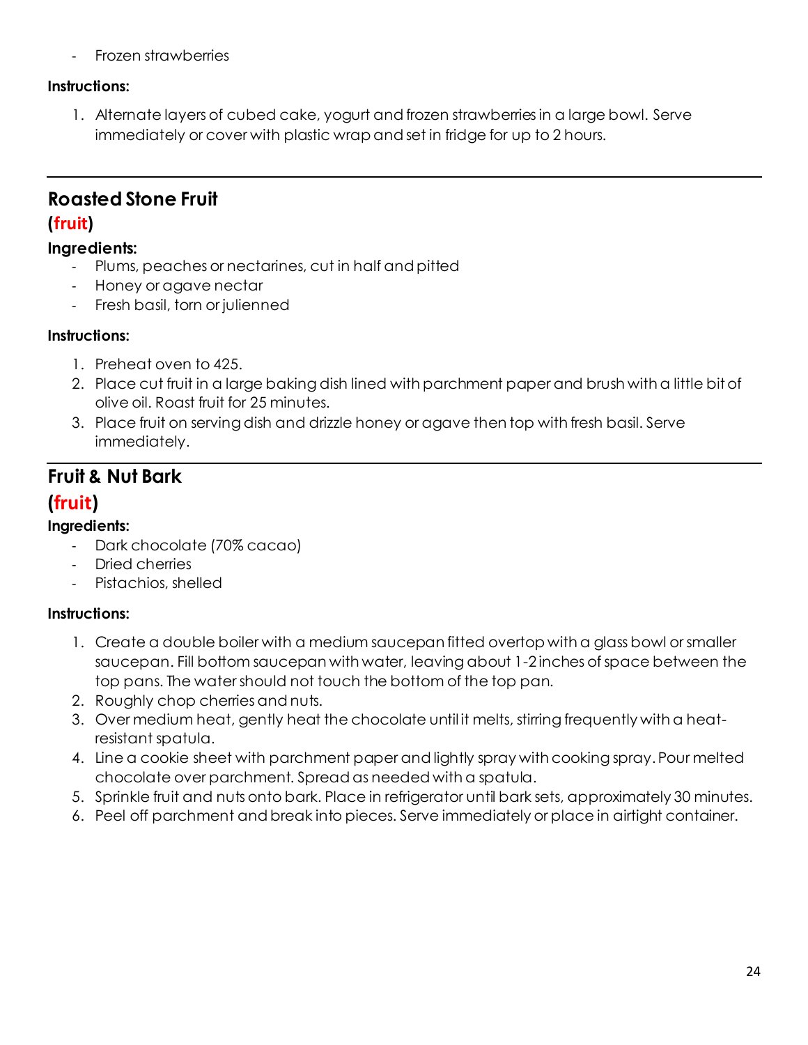- Frozen strawberries

**Instructions:**

1. Alternate layers of cubed cake, yogurt and frozen strawberries in a large bowl. Serve immediately or cover with plastic wrap and set in fridge for up to 2 hours.

---

## Roasted Stone Fruit

**(fruit)**

**Ingredients:**

- Plums, peaches or nectarines, cut in half and pitted
- Honey or agave nectar
- Fresh basil, torn or julienned

**Instructions:**

1. Preheat oven to 425.
2. Place cut fruit in a large baking dish lined with parchment paper and brush with a little bit of olive oil. Roast fruit for 25 minutes.
3. Place fruit on serving dish and drizzle honey or agave then top with fresh basil. Serve immediately.

---

## Fruit & Nut Bark

**(fruit)**

**Ingredients:**

- Dark chocolate (70% cacao)
- Dried cherries
- Pistachios, shelled

**Instructions:**

1. Create a double boiler with a medium saucepan fitted overtop with a glass bowl or smaller saucepan. Fill bottom saucepan with water, leaving about 1-2 inches of space between the top pans. The water should not touch the bottom of the top pan.
2. Roughly chop cherries and nuts.
3. Over medium heat, gently heat the chocolate until it melts, stirring frequently with a heat-resistant spatula.
4. Line a cookie sheet with parchment paper and lightly spray with cooking spray. Pour melted chocolate over parchment. Spread as needed with a spatula.
5. Sprinkle fruit and nuts onto bark. Place in refrigerator until bark sets, approximately 30 minutes.
6. Peel off parchment and break into pieces. Serve immediately or place in airtight container.